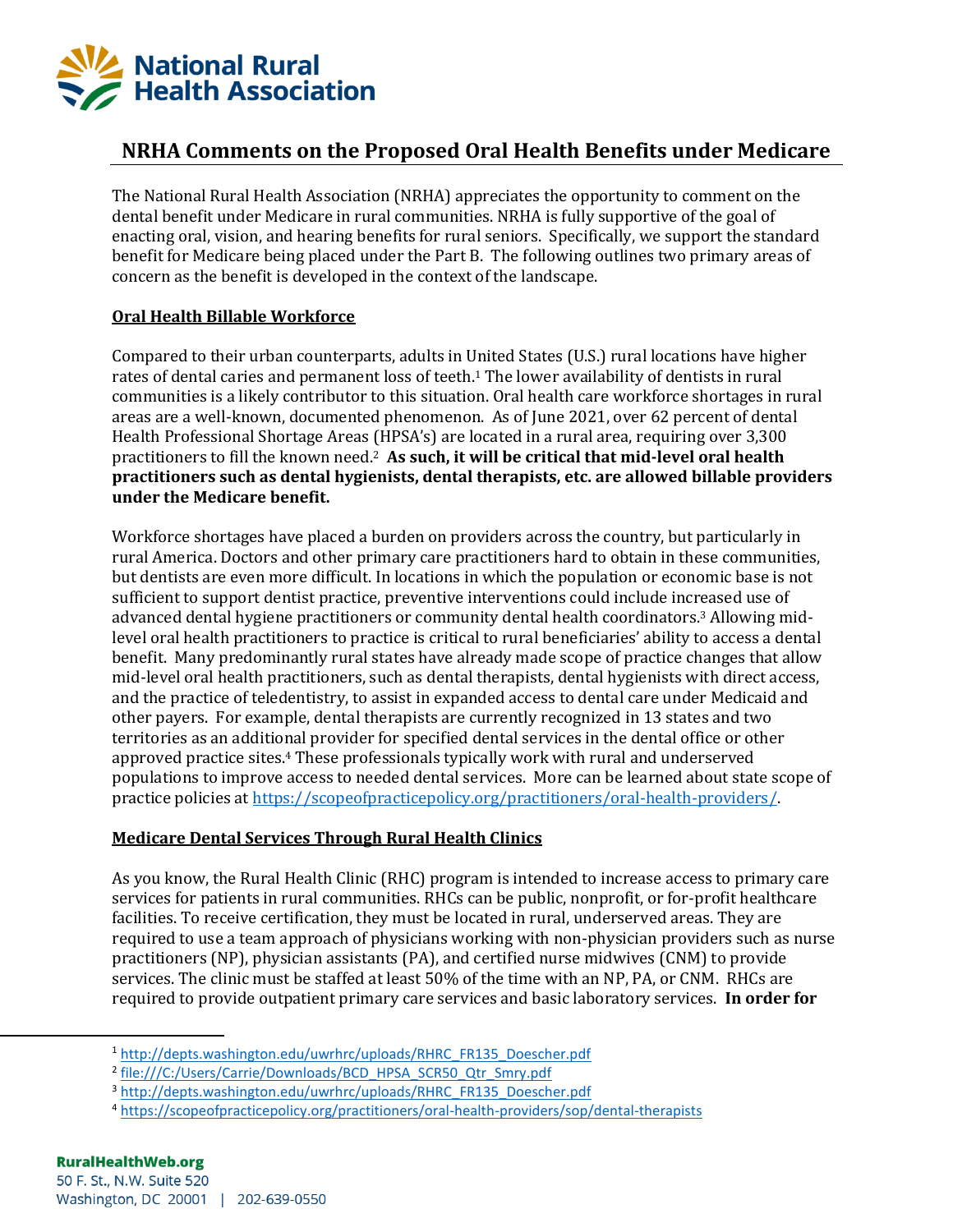# NRHA Comments on the Proposed Oral Health Benefits under Medicare

The National Rural Health Association (NRHA) appreciates the opportunity to comment on the dental benefit under Medicare in rural communities. NRHA is fully supportive of the goal of enacting oral, vision, and hearing benefits for rural seniors. Specifically, we support the standard benefit for Medicare being placed under the Part B. The following outlines two primary areas of concern as the benefit is developed in the context of the landscape.

## Oral Health Billable Workforce

Compared to their urban counterparts, adults in United States (U.S.) rural locations have higher rates of dental caries and permanent loss of teeth.[1] The lower availability of dentists in rural communities is a likely contributor to this situation. Oral health care workforce shortages in rural areas are a well-known, documented phenomenon. As of June 2021, over 62 percent of dental Health Professional Shortage Areas (HPSA's) are located in a rural area, requiring over 3,300 practitioners to fill the known need.[2] **As such, it will be critical that mid-level oral health practitioners such as dental hygienists, dental therapists, etc. are allowed billable providers under the Medicare benefit.**

Workforce shortages have placed a burden on providers across the country, but particularly in rural America. Doctors and other primary care practitioners hard to obtain in these communities, but dentists are even more difficult. In locations in which the population or economic base is not sufficient to support dentist practice, preventive interventions could include increased use of advanced dental hygiene practitioners or community dental health coordinators.[3] Allowing mid-level oral health practitioners to practice is critical to rural beneficiaries' ability to access a dental benefit. Many predominantly rural states have already made scope of practice changes that allow mid-level oral health practitioners, such as dental therapists, dental hygienists with direct access, and the practice of teledentistry, to assist in expanded access to dental care under Medicaid and other payers. For example, dental therapists are currently recognized in 13 states and two territories as an additional provider for specified dental services in the dental office or other approved practice sites.[4] These professionals typically work with rural and underserved populations to improve access to needed dental services. More can be learned about state scope of practice policies at https://scopeofpracticepolicy.org/practitioners/oral-health-providers/.

## Medicare Dental Services Through Rural Health Clinics

As you know, the Rural Health Clinic (RHC) program is intended to increase access to primary care services for patients in rural communities. RHCs can be public, nonprofit, or for-profit healthcare facilities. To receive certification, they must be located in rural, underserved areas. They are required to use a team approach of physicians working with non-physician providers such as nurse practitioners (NP), physician assistants (PA), and certified nurse midwives (CNM) to provide services. The clinic must be staffed at least 50% of the time with an NP, PA, or CNM. RHCs are required to provide outpatient primary care services and basic laboratory services. **In order for**

[1] http://depts.washington.edu/uwrhrc/uploads/RHRC_FR135_Doescher.pdf

[2] file:///C:/Users/Carrie/Downloads/BCD_HPSA_SCR50_Qtr_Smry.pdf

[3] http://depts.washington.edu/uwrhrc/uploads/RHRC_FR135_Doescher.pdf

[4] https://scopeofpracticepolicy.org/practitioners/oral-health-providers/sop/dental-therapists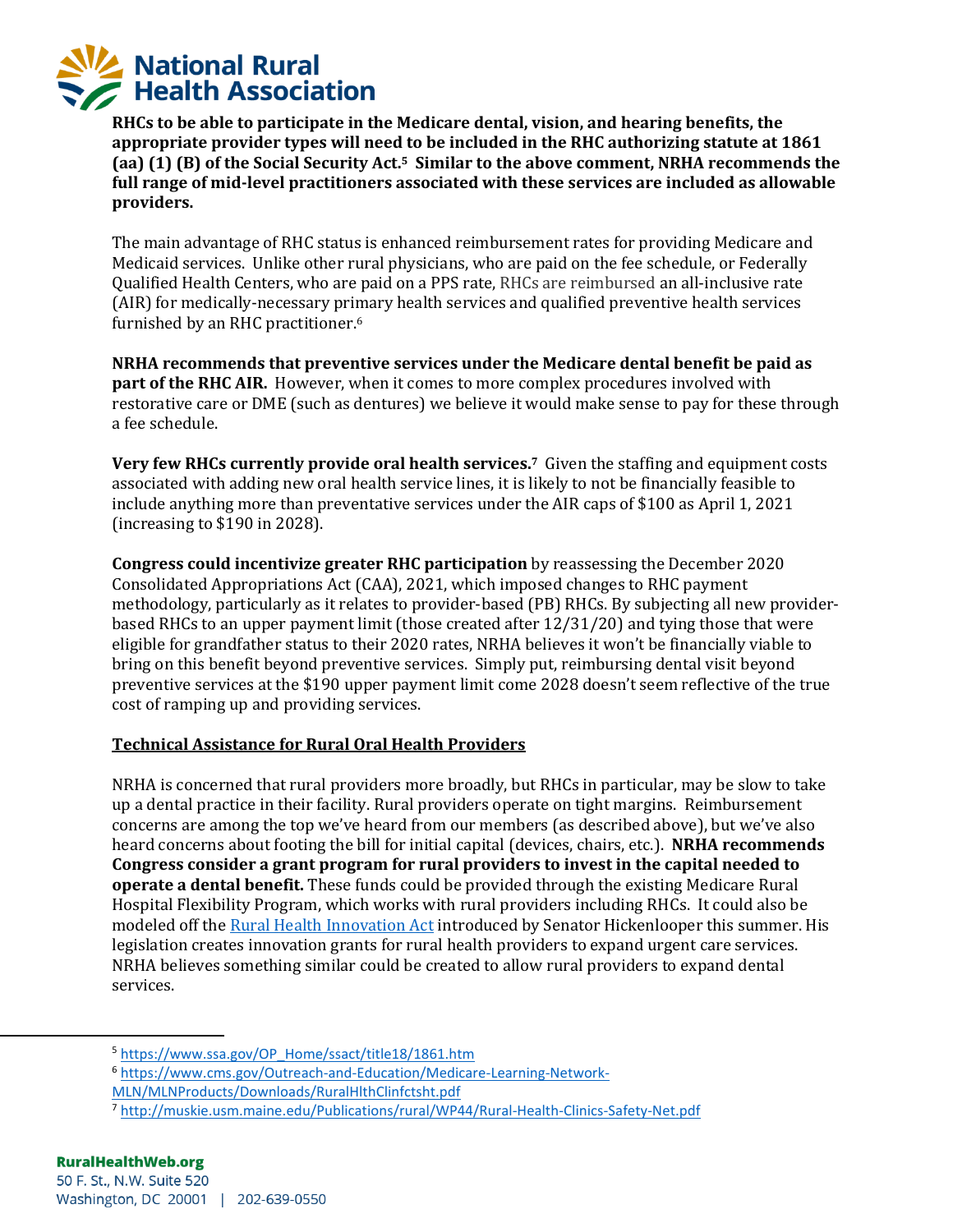**RHCs to be able to participate in the Medicare dental, vision, and hearing benefits, the appropriate provider types will need to be included in the RHC authorizing statute at 1861 (aa) (1) (B) of the Social Security Act.[5] Similar to the above comment, NRHA recommends the full range of mid-level practitioners associated with these services are included as allowable providers.**

The main advantage of RHC status is enhanced reimbursement rates for providing Medicare and Medicaid services. Unlike other rural physicians, who are paid on the fee schedule, or Federally Qualified Health Centers, who are paid on a PPS rate, RHCs are reimbursed an all-inclusive rate (AIR) for medically-necessary primary health services and qualified preventive health services furnished by an RHC practitioner.[6]

**NRHA recommends that preventive services under the Medicare dental benefit be paid as part of the RHC AIR.** However, when it comes to more complex procedures involved with restorative care or DME (such as dentures) we believe it would make sense to pay for these through a fee schedule.

**Very few RHCs currently provide oral health services.[7]** Given the staffing and equipment costs associated with adding new oral health service lines, it is likely to not be financially feasible to include anything more than preventative services under the AIR caps of $100 as April 1, 2021 (increasing to $190 in 2028).

**Congress could incentivize greater RHC participation** by reassessing the December 2020 Consolidated Appropriations Act (CAA), 2021, which imposed changes to RHC payment methodology, particularly as it relates to provider-based (PB) RHCs. By subjecting all new provider-based RHCs to an upper payment limit (those created after 12/31/20) and tying those that were eligible for grandfather status to their 2020 rates, NRHA believes it won't be financially viable to bring on this benefit beyond preventive services. Simply put, reimbursing dental visit beyond preventive services at the $190 upper payment limit come 2028 doesn't seem reflective of the true cost of ramping up and providing services.

## Technical Assistance for Rural Oral Health Providers

NRHA is concerned that rural providers more broadly, but RHCs in particular, may be slow to take up a dental practice in their facility. Rural providers operate on tight margins. Reimbursement concerns are among the top we've heard from our members (as described above), but we've also heard concerns about footing the bill for initial capital (devices, chairs, etc.). **NRHA recommends Congress consider a grant program for rural providers to invest in the capital needed to operate a dental benefit.** These funds could be provided through the existing Medicare Rural Hospital Flexibility Program, which works with rural providers including RHCs. It could also be modeled off the [Rural Health Innovation Act](#) introduced by Senator Hickenlooper this summer. His legislation creates innovation grants for rural health providers to expand urgent care services. NRHA believes something similar could be created to allow rural providers to expand dental services.

---

[5] https://www.ssa.gov/OP_Home/ssact/title18/1861.htm

[6] https://www.cms.gov/Outreach-and-Education/Medicare-Learning-Network-MLN/MLNProducts/Downloads/RuralHlthClinfctsht.pdf

[7] http://muskie.usm.maine.edu/Publications/rural/WP44/Rural-Health-Clinics-Safety-Net.pdf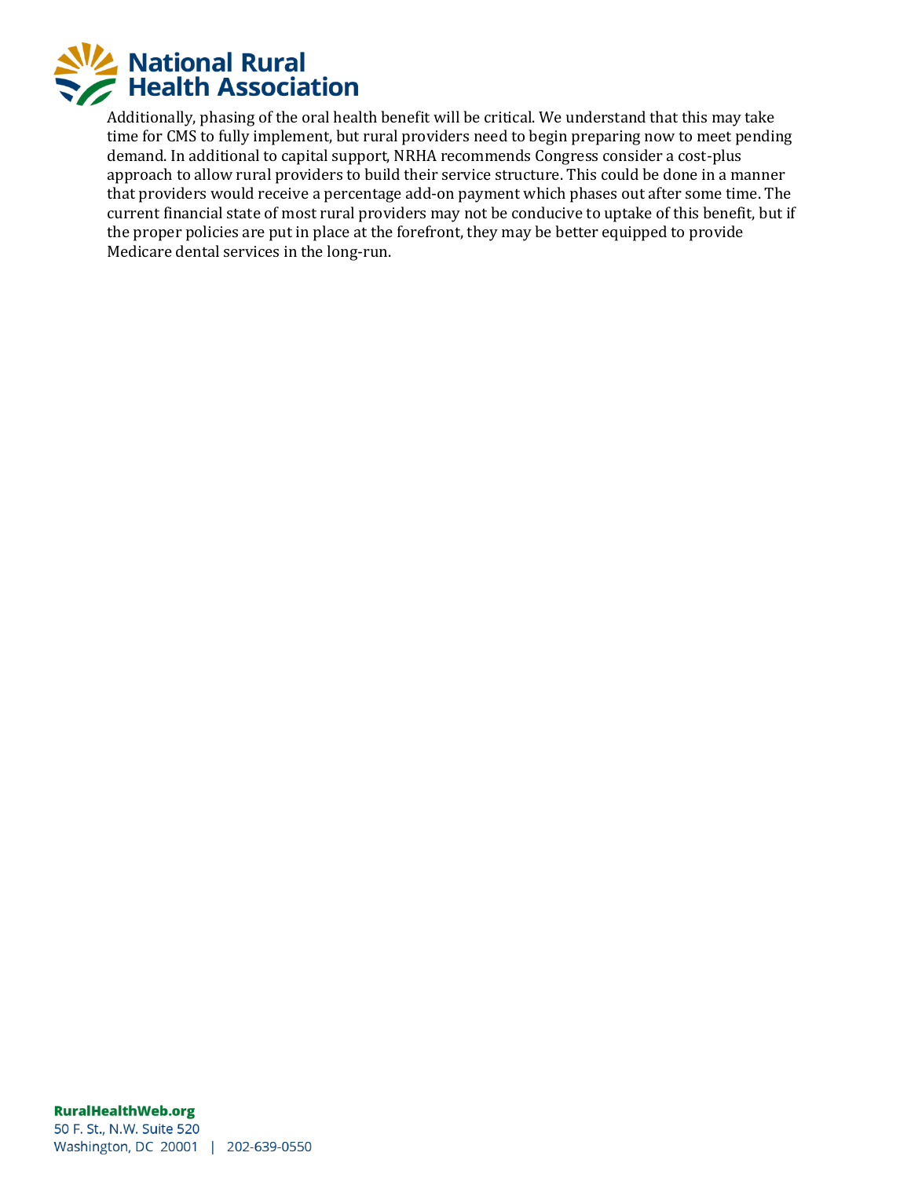Additionally, phasing of the oral health benefit will be critical. We understand that this may take time for CMS to fully implement, but rural providers need to begin preparing now to meet pending demand. In additional to capital support, NRHA recommends Congress consider a cost-plus approach to allow rural providers to build their service structure. This could be done in a manner that providers would receive a percentage add-on payment which phases out after some time. The current financial state of most rural providers may not be conducive to uptake of this benefit, but if the proper policies are put in place at the forefront, they may be better equipped to provide Medicare dental services in the long-run.